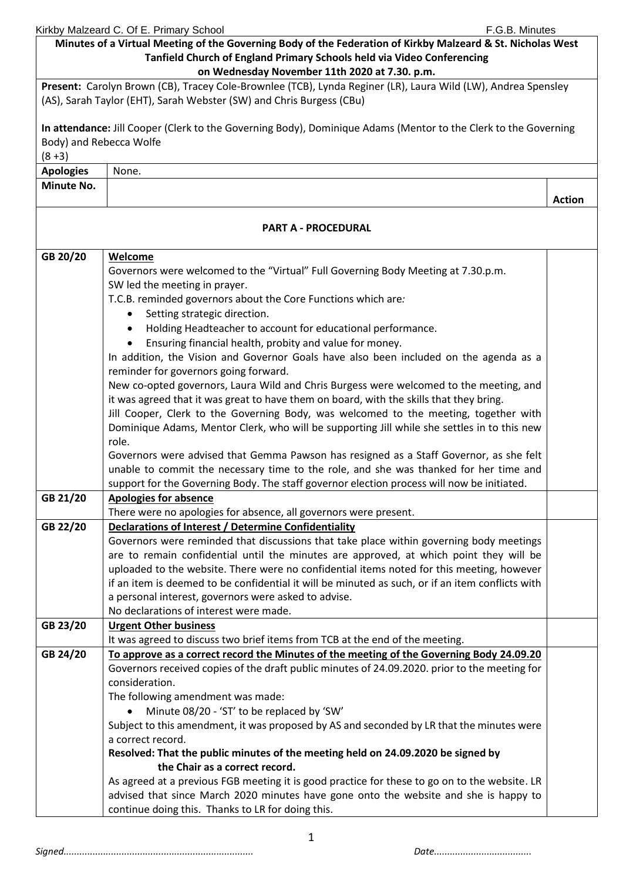**Minutes of a Virtual Meeting of the Governing Body of the Federation of Kirkby Malzeard & St. Nicholas West Tanfield Church of England Primary Schools held via Video Conferencing on Wednesday November 11th 2020 at 7.30. p.m.**

**Present:** Carolyn Brown (CB), Tracey Cole-Brownlee (TCB), Lynda Reginer (LR), Laura Wild (LW), Andrea Spensley (AS), Sarah Taylor (EHT), Sarah Webster (SW) and Chris Burgess (CBu)

**In attendance:** Jill Cooper (Clerk to the Governing Body), Dominique Adams (Mentor to the Clerk to the Governing Body) and Rebecca Wolfe

(8 +3)

| **Apologies** | None. | |
|---|---|---|
| **Minute No.** | | **Action** |
| | **PART A - PROCEDURAL** | |
| GB 20/20 | **Welcome**<br>Governors were welcomed to the "Virtual" Full Governing Body Meeting at 7.30.p.m.<br>SW led the meeting in prayer.<br>T.C.B. reminded governors about the Core Functions which are*:*<br>• Setting strategic direction.<br>• Holding Headteacher to account for educational performance.<br>• Ensuring financial health, probity and value for money.<br>In addition, the Vision and Governor Goals have also been included on the agenda as a reminder for governors going forward.<br>New co-opted governors, Laura Wild and Chris Burgess were welcomed to the meeting, and it was agreed that it was great to have them on board, with the skills that they bring.<br>Jill Cooper, Clerk to the Governing Body, was welcomed to the meeting, together with Dominique Adams, Mentor Clerk, who will be supporting Jill while she settles in to this new role.<br>Governors were advised that Gemma Pawson has resigned as a Staff Governor, as she felt unable to commit the necessary time to the role, and she was thanked for her time and support for the Governing Body. The staff governor election process will now be initiated. | |
| GB 21/20 | **Apologies for absence**<br>There were no apologies for absence, all governors were present. | |
| GB 22/20 | **Declarations of Interest / Determine Confidentiality**<br>Governors were reminded that discussions that take place within governing body meetings are to remain confidential until the minutes are approved, at which point they will be uploaded to the website. There were no confidential items noted for this meeting, however if an item is deemed to be confidential it will be minuted as such, or if an item conflicts with a personal interest, governors were asked to advise.<br>No declarations of interest were made. | |
| GB 23/20 | **Urgent Other business**<br>It was agreed to discuss two brief items from TCB at the end of the meeting. | |
| GB 24/20 | **To approve as a correct record the Minutes of the meeting of the Governing Body 24.09.20**<br>Governors received copies of the draft public minutes of 24.09.2020. prior to the meeting for consideration.<br>The following amendment was made:<br>• Minute 08/20 - 'ST' to be replaced by 'SW'<br>Subject to this amendment, it was proposed by AS and seconded by LR that the minutes were a correct record.<br>**Resolved: That the public minutes of the meeting held on 24.09.2020 be signed by the Chair as a correct record.**<br>As agreed at a previous FGB meeting it is good practice for these to go on to the website. LR advised that since March 2020 minutes have gone onto the website and she is happy to continue doing this. Thanks to LR for doing this. | |

*Signed.......................................................................* *Date....................................*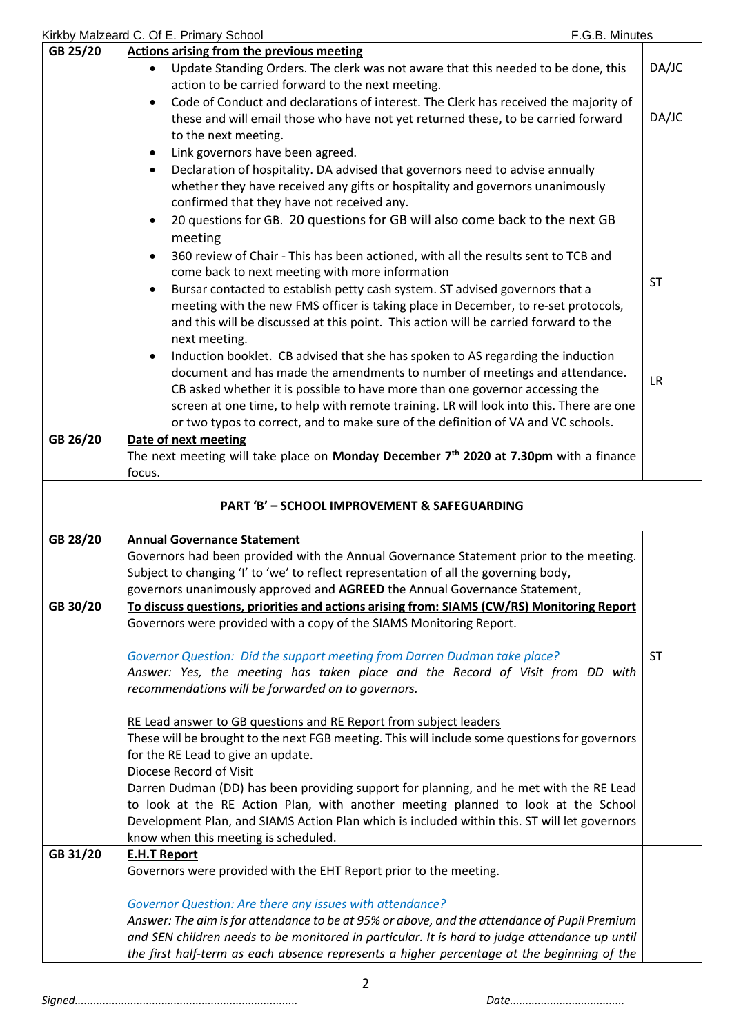| | | |
|---|---|---|
| GB 25/20 | **Actions arising from the previous meeting**<br>• Update Standing Orders. The clerk was not aware that this needed to be done, this action to be carried forward to the next meeting.<br>• Code of Conduct and declarations of interest. The Clerk has received the majority of these and will email those who have not yet returned these, to be carried forward to the next meeting.<br>• Link governors have been agreed.<br>• Declaration of hospitality. DA advised that governors need to advise annually whether they have received any gifts or hospitality and governors unanimously confirmed that they have not received any.<br>• 20 questions for GB. 20 questions for GB will also come back to the next GB meeting<br>• 360 review of Chair - This has been actioned, with all the results sent to TCB and come back to next meeting with more information<br>• Bursar contacted to establish petty cash system. ST advised governors that a meeting with the new FMS officer is taking place in December, to re-set protocols, and this will be discussed at this point. This action will be carried forward to the next meeting.<br>• Induction booklet. CB advised that she has spoken to AS regarding the induction document and has made the amendments to number of meetings and attendance. CB asked whether it is possible to have more than one governor accessing the screen at one time, to help with remote training. LR will look into this. There are one or two typos to correct, and to make sure of the definition of VA and VC schools. | DA/JC<br><br>DA/JC<br><br><br><br>ST<br><br>LR |
| GB 26/20 | **Date of next meeting**<br>The next meeting will take place on **Monday December 7th 2020 at 7.30pm** with a finance focus. | |
| **PART 'B' – SCHOOL IMPROVEMENT & SAFEGUARDING** | | |
| GB 28/20 | **Annual Governance Statement**<br>Governors had been provided with the Annual Governance Statement prior to the meeting. Subject to changing 'I' to 'we' to reflect representation of all the governing body, governors unanimously approved and **AGREED** the Annual Governance Statement, | |
| GB 30/20 | **To discuss questions, priorities and actions arising from: SIAMS (CW/RS) Monitoring Report**<br>Governors were provided with a copy of the SIAMS Monitoring Report.<br><br>*Governor Question: Did the support meeting from Darren Dudman take place?*<br>*Answer: Yes, the meeting has taken place and the Record of Visit from DD with recommendations will be forwarded on to governors.*<br><br>RE Lead answer to GB questions and RE Report from subject leaders<br>These will be brought to the next FGB meeting. This will include some questions for governors for the RE Lead to give an update.<br>Diocese Record of Visit<br>Darren Dudman (DD) has been providing support for planning, and he met with the RE Lead to look at the RE Action Plan, with another meeting planned to look at the School Development Plan, and SIAMS Action Plan which is included within this. ST will let governors know when this meeting is scheduled. | ST |
| GB 31/20 | **E.H.T Report**<br>Governors were provided with the EHT Report prior to the meeting.<br><br>*Governor Question: Are there any issues with attendance?*<br>*Answer: The aim is for attendance to be at 95% or above, and the attendance of Pupil Premium and SEN children needs to be monitored in particular. It is hard to judge attendance up until the first half-term as each absence represents a higher percentage at the beginning of the* | |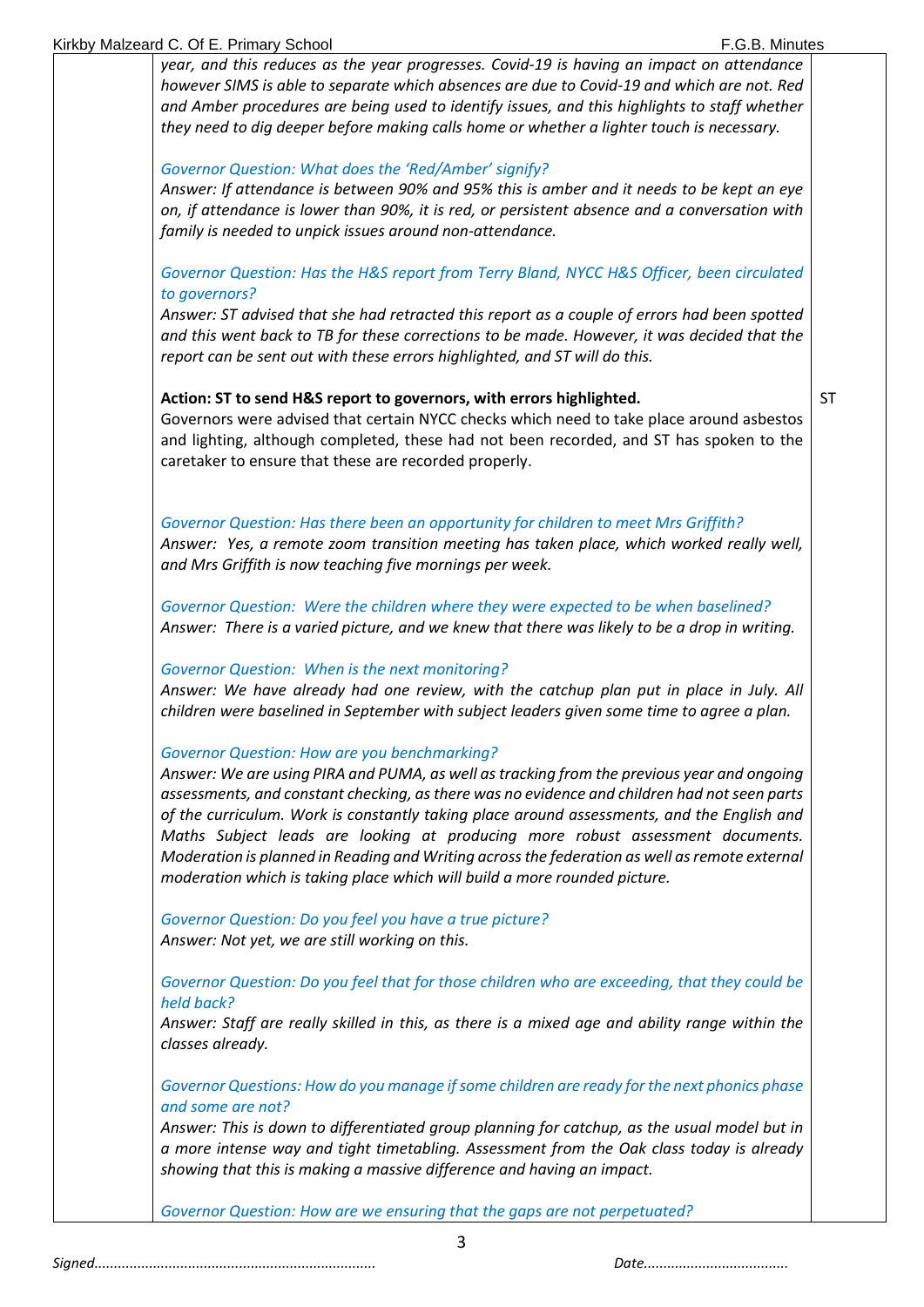*year, and this reduces as the year progresses. Covid-19 is having an impact on attendance however SIMS is able to separate which absences are due to Covid-19 and which are not. Red and Amber procedures are being used to identify issues, and this highlights to staff whether they need to dig deeper before making calls home or whether a lighter touch is necessary.*

*Governor Question: What does the 'Red/Amber' signify?*
*Answer: If attendance is between 90% and 95% this is amber and it needs to be kept an eye on, if attendance is lower than 90%, it is red, or persistent absence and a conversation with family is needed to unpick issues around non-attendance.*

*Governor Question: Has the H&S report from Terry Bland, NYCC H&S Officer, been circulated to governors?*
*Answer: ST advised that she had retracted this report as a couple of errors had been spotted and this went back to TB for these corrections to be made. However, it was decided that the report can be sent out with these errors highlighted, and ST will do this.*

**Action: ST to send H&S report to governors, with errors highlighted.** — ST

Governors were advised that certain NYCC checks which need to take place around asbestos and lighting, although completed, these had not been recorded, and ST has spoken to the caretaker to ensure that these are recorded properly.

*Governor Question: Has there been an opportunity for children to meet Mrs Griffith?*
*Answer: Yes, a remote zoom transition meeting has taken place, which worked really well, and Mrs Griffith is now teaching five mornings per week.*

*Governor Question: Were the children where they were expected to be when baselined?*
*Answer: There is a varied picture, and we knew that there was likely to be a drop in writing.*

*Governor Question: When is the next monitoring?*
*Answer: We have already had one review, with the catchup plan put in place in July. All children were baselined in September with subject leaders given some time to agree a plan.*

*Governor Question: How are you benchmarking?*
*Answer: We are using PIRA and PUMA, as well as tracking from the previous year and ongoing assessments, and constant checking, as there was no evidence and children had not seen parts of the curriculum. Work is constantly taking place around assessments, and the English and Maths Subject leads are looking at producing more robust assessment documents. Moderation is planned in Reading and Writing across the federation as well as remote external moderation which is taking place which will build a more rounded picture.*

*Governor Question: Do you feel you have a true picture?*
*Answer: Not yet, we are still working on this.*

*Governor Question: Do you feel that for those children who are exceeding, that they could be held back?*
*Answer: Staff are really skilled in this, as there is a mixed age and ability range within the classes already.*

*Governor Questions: How do you manage if some children are ready for the next phonics phase and some are not?*
*Answer: This is down to differentiated group planning for catchup, as the usual model but in a more intense way and tight timetabling. Assessment from the Oak class today is already showing that this is making a massive difference and having an impact.*

*Governor Question: How are we ensuring that the gaps are not perpetuated?*

*Signed........................................................................ Date....................................*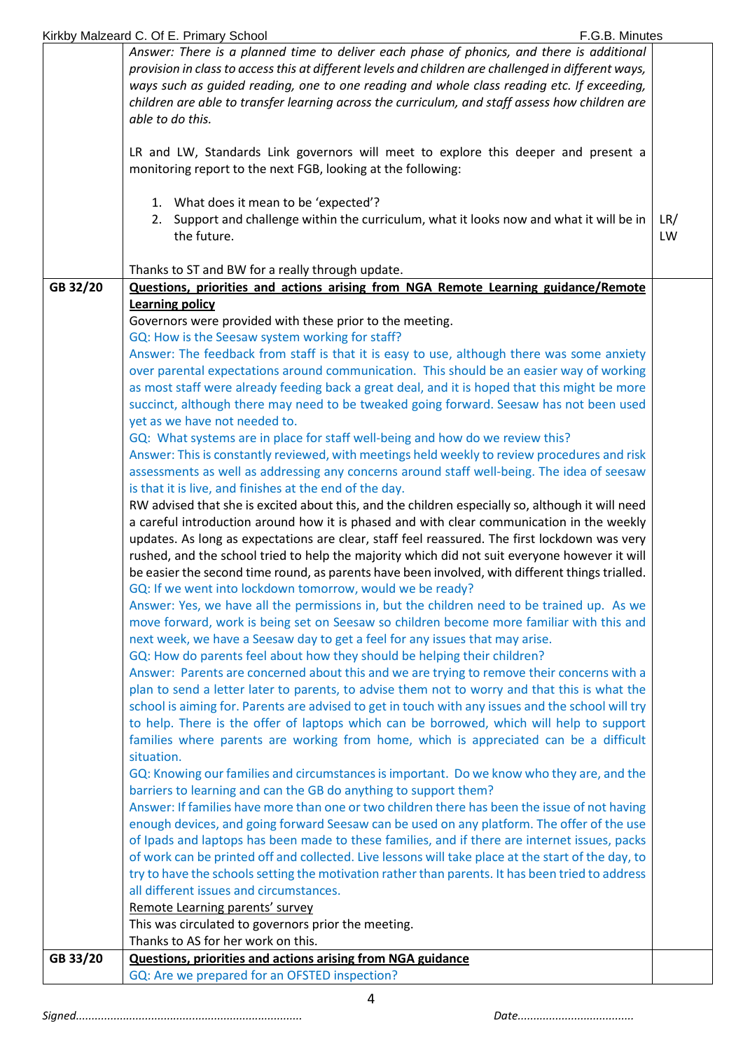| | | |
|---|---|---|
| | *Answer: There is a planned time to deliver each phase of phonics, and there is additional provision in class to access this at different levels and children are challenged in different ways, ways such as guided reading, one to one reading and whole class reading etc. If exceeding, children are able to transfer learning across the curriculum, and staff assess how children are able to do this.*<br><br>LR and LW, Standards Link governors will meet to explore this deeper and present a monitoring report to the next FGB, looking at the following:<br><br>1. What does it mean to be 'expected'?<br>2. Support and challenge within the curriculum, what it looks now and what it will be in the future.<br><br>Thanks to ST and BW for a really through update. | LR/ LW |
| GB 32/20 | **<u>Questions, priorities and actions arising from NGA Remote Learning guidance/Remote Learning policy</u>**<br>Governors were provided with these prior to the meeting.<br>GQ: How is the Seesaw system working for staff?<br>Answer: The feedback from staff is that it is easy to use, although there was some anxiety over parental expectations around communication. This should be an easier way of working as most staff were already feeding back a great deal, and it is hoped that this might be more succinct, although there may need to be tweaked going forward. Seesaw has not been used yet as we have not needed to.<br>GQ: What systems are in place for staff well-being and how do we review this?<br>Answer: This is constantly reviewed, with meetings held weekly to review procedures and risk assessments as well as addressing any concerns around staff well-being. The idea of seesaw is that it is live, and finishes at the end of the day.<br>RW advised that she is excited about this, and the children especially so, although it will need a careful introduction around how it is phased and with clear communication in the weekly updates. As long as expectations are clear, staff feel reassured. The first lockdown was very rushed, and the school tried to help the majority which did not suit everyone however it will be easier the second time round, as parents have been involved, with different things trialled.<br>GQ: If we went into lockdown tomorrow, would we be ready?<br>Answer: Yes, we have all the permissions in, but the children need to be trained up. As we move forward, work is being set on Seesaw so children become more familiar with this and next week, we have a Seesaw day to get a feel for any issues that may arise.<br>GQ: How do parents feel about how they should be helping their children?<br>Answer: Parents are concerned about this and we are trying to remove their concerns with a plan to send a letter later to parents, to advise them not to worry and that this is what the school is aiming for. Parents are advised to get in touch with any issues and the school will try to help. There is the offer of laptops which can be borrowed, which will help to support families where parents are working from home, which is appreciated can be a difficult situation.<br>GQ: Knowing our families and circumstances is important. Do we know who they are, and the barriers to learning and can the GB do anything to support them?<br>Answer: If families have more than one or two children there has been the issue of not having enough devices, and going forward Seesaw can be used on any platform. The offer of the use of Ipads and laptops has been made to these families, and if there are internet issues, packs of work can be printed off and collected. Live lessons will take place at the start of the day, to try to have the schools setting the motivation rather than parents. It has been tried to address all different issues and circumstances.<br><u>Remote Learning parents' survey</u><br>This was circulated to governors prior the meeting.<br>Thanks to AS for her work on this. | |
| GB 33/20 | **<u>Questions, priorities and actions arising from NGA guidance</u>**<br>GQ: Are we prepared for an OFSTED inspection? | |

*Signed.......................................................................* *Date....................................*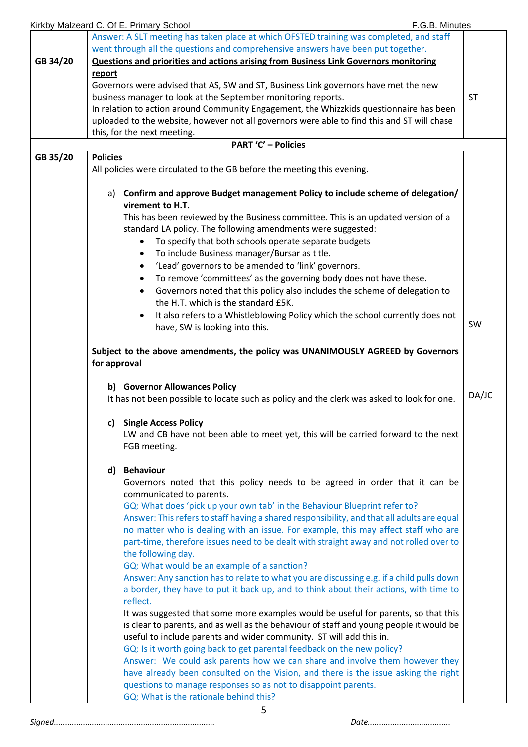| | | |
|---|---|---|
| | Answer: A SLT meeting has taken place at which OFSTED training was completed, and staff went through all the questions and comprehensive answers have been put together. | |
| GB 34/20 | **Questions and priorities and actions arising from Business Link Governors monitoring report**<br>Governors were advised that AS, SW and ST, Business Link governors have met the new business manager to look at the September monitoring reports.<br>In relation to action around Community Engagement, the Whizzkids questionnaire has been uploaded to the website, however not all governors were able to find this and ST will chase this, for the next meeting. | ST |
| | **PART 'C' – Policies** | |
| GB 35/20 | **Policies**<br>All policies were circulated to the GB before the meeting this evening.<br><br>a) **Confirm and approve Budget management Policy to include scheme of delegation/ virement to H.T.**<br>This has been reviewed by the Business committee. This is an updated version of a standard LA policy. The following amendments were suggested:<br>• To specify that both schools operate separate budgets<br>• To include Business manager/Bursar as title.<br>• 'Lead' governors to be amended to 'link' governors.<br>• To remove 'committees' as the governing body does not have these.<br>• Governors noted that this policy also includes the scheme of delegation to the H.T. which is the standard £5K.<br>• It also refers to a Whistleblowing Policy which the school currently does not have, SW is looking into this.<br><br>**Subject to the above amendments, the policy was UNANIMOUSLY AGREED by Governors for approval** | SW |
| | b) **Governor Allowances Policy**<br>It has not been possible to locate such as policy and the clerk was asked to look for one. | DA/JC |
| | c) **Single Access Policy**<br>LW and CB have not been able to meet yet, this will be carried forward to the next FGB meeting.<br><br>d) **Behaviour**<br>Governors noted that this policy needs to be agreed in order that it can be communicated to parents.<br>GQ: What does 'pick up your own tab' in the Behaviour Blueprint refer to?<br>Answer: This refers to staff having a shared responsibility, and that all adults are equal no matter who is dealing with an issue. For example, this may affect staff who are part-time, therefore issues need to be dealt with straight away and not rolled over to the following day.<br>GQ: What would be an example of a sanction?<br>Answer: Any sanction has to relate to what you are discussing e.g. if a child pulls down a border, they have to put it back up, and to think about their actions, with time to reflect.<br>It was suggested that some more examples would be useful for parents, so that this is clear to parents, and as well as the behaviour of staff and young people it would be useful to include parents and wider community. ST will add this in.<br>GQ: Is it worth going back to get parental feedback on the new policy?<br>Answer: We could ask parents how we can share and involve them however they have already been consulted on the Vision, and there is the issue asking the right questions to manage responses so as not to disappoint parents.<br>GQ: What is the rationale behind this? | |

Signed....................................................................... Date....................................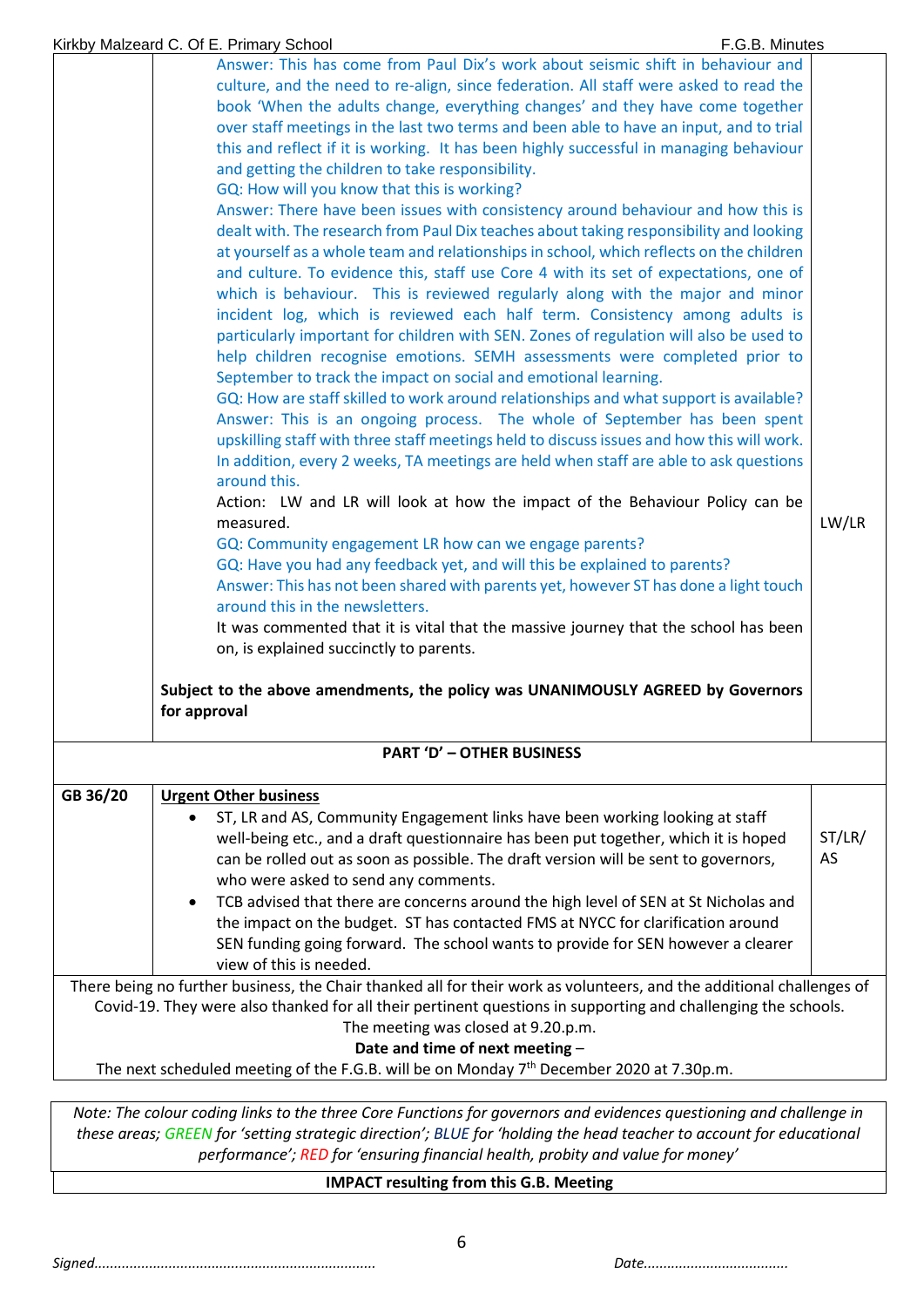| | | |
|---|---|---|
| | Answer: This has come from Paul Dix's work about seismic shift in behaviour and culture, and the need to re-align, since federation. All staff were asked to read the book 'When the adults change, everything changes' and they have come together over staff meetings in the last two terms and have been able to have an input, and to trial this and reflect if it is working. It has been highly successful in managing behaviour and getting the children to take responsibility.<br>GQ: How will you know that this is working?<br>Answer: There have been issues with consistency around behaviour and how this is dealt with. The research from Paul Dix teaches about taking responsibility and looking at yourself as a whole team and relationships in school, which reflects on the children and culture. To evidence this, staff use Core 4 with its set of expectations, one of which is behaviour. This is reviewed regularly along with the major and minor incident log, which is reviewed each half term. Consistency among adults is particularly important for children with SEN. Zones of regulation will also be used to help children recognise emotions. SEMH assessments were completed prior to September to track the impact on social and emotional learning.<br>GQ: How are staff skilled to work around relationships and what support is available?<br>Answer: This is an ongoing process. The whole of September has been spent upskilling staff with three staff meetings held to discuss issues and how this will work. In addition, every 2 weeks, TA meetings are held when staff are able to ask questions around this.<br>Action: LW and LR will look at how the impact of the Behaviour Policy can be measured.<br>GQ: Community engagement LR how can we engage parents?<br>GQ: Have you had any feedback yet, and will this be explained to parents?<br>Answer: This has not been shared with parents yet, however ST has done a light touch around this in the newsletters.<br>It was commented that it is vital that the massive journey that the school has been on, is explained succinctly to parents.<br><br>**Subject to the above amendments, the policy was UNANIMOUSLY AGREED by Governors for approval** | LW/LR |
| | **PART 'D' – OTHER BUSINESS** | |
| **GB 36/20** | **Urgent Other business**<br>• ST, LR and AS, Community Engagement links have been working looking at staff well-being etc., and a draft questionnaire has been put together, which it is hoped can be rolled out as soon as possible. The draft version will be sent to governors, who were asked to send any comments.<br>• TCB advised that there are concerns around the high level of SEN at St Nicholas and the impact on the budget. ST has contacted FMS at NYCC for clarification around SEN funding going forward. The school wants to provide for SEN however a clearer view of this is needed. | ST/LR/AS |

There being no further business, the Chair thanked all for their work as volunteers, and the additional challenges of Covid-19. They were also thanked for all their pertinent questions in supporting and challenging the schools.

The meeting was closed at 9.20.p.m.

**Date and time of next meeting –**

The next scheduled meeting of the F.G.B. will be on Monday 7th December 2020 at 7.30p.m.

*Note: The colour coding links to the three Core Functions for governors and evidences questioning and challenge in these areas; GREEN for 'setting strategic direction'; BLUE for 'holding the head teacher to account for educational performance'; RED for 'ensuring financial health, probity and value for money'*

**IMPACT resulting from this G.B. Meeting**

*Signed.......................................................................* *Date....................................*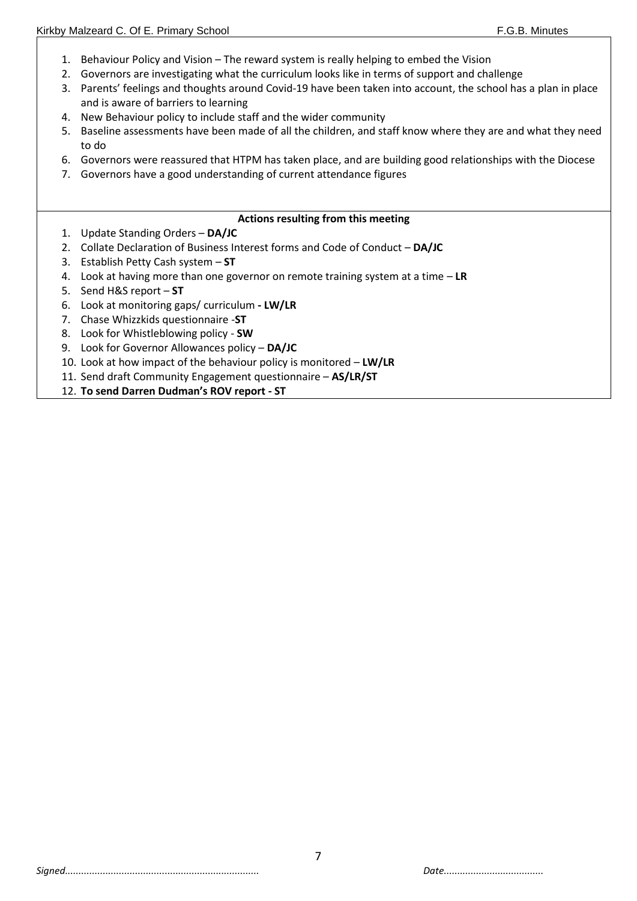1. Behaviour Policy and Vision – The reward system is really helping to embed the Vision
2. Governors are investigating what the curriculum looks like in terms of support and challenge
3. Parents' feelings and thoughts around Covid-19 have been taken into account, the school has a plan in place and is aware of barriers to learning
4. New Behaviour policy to include staff and the wider community
5. Baseline assessments have been made of all the children, and staff know where they are and what they need to do
6. Governors were reassured that HTPM has taken place, and are building good relationships with the Diocese
7. Governors have a good understanding of current attendance figures

**Actions resulting from this meeting**

1. Update Standing Orders – **DA/JC**
2. Collate Declaration of Business Interest forms and Code of Conduct – **DA/JC**
3. Establish Petty Cash system – **ST**
4. Look at having more than one governor on remote training system at a time – **LR**
5. Send H&S report – **ST**
6. Look at monitoring gaps/ curriculum **- LW/LR**
7. Chase Whizzkids questionnaire -**ST**
8. Look for Whistleblowing policy - **SW**
9. Look for Governor Allowances policy – **DA/JC**
10. Look at how impact of the behaviour policy is monitored – **LW/LR**
11. Send draft Community Engagement questionnaire – **AS/LR/ST**
12. **To send Darren Dudman's ROV report - ST**

*Signed........................................................................* *Date....................................*